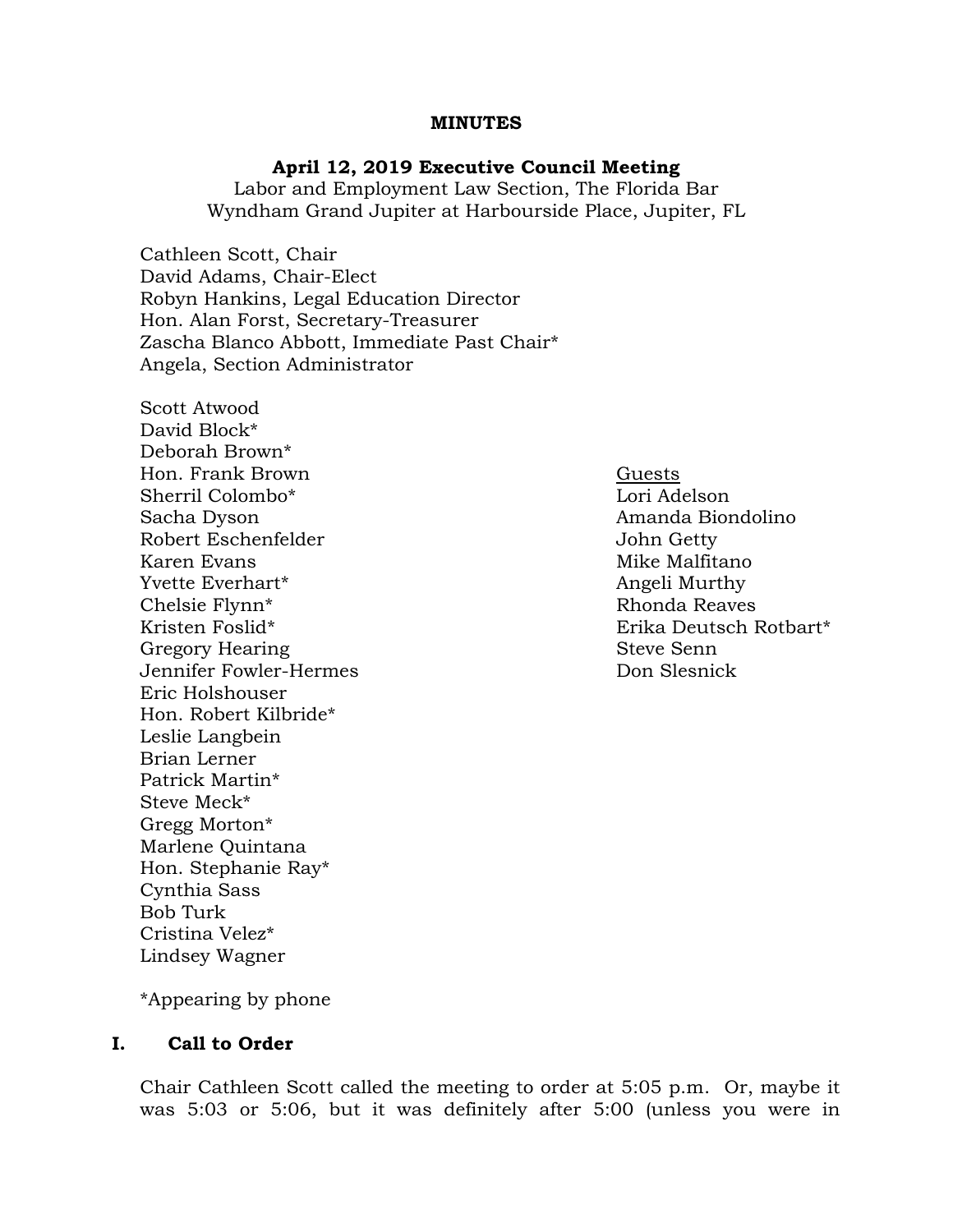**MINUTES**

**April 12, 2019 Executive Council Meeting**
Labor and Employment Law Section, The Florida Bar
Wyndham Grand Jupiter at Harbourside Place, Jupiter, FL

Cathleen Scott, Chair
David Adams, Chair-Elect
Robyn Hankins, Legal Education Director
Hon. Alan Forst, Secretary-Treasurer
Zascha Blanco Abbott, Immediate Past Chair*
Angela, Section Administrator

Scott Atwood
David Block*
Deborah Brown*
Hon. Frank Brown
Sherril Colombo*
Sacha Dyson
Robert Eschenfelder
Karen Evans
Yvette Everhart*
Chelsie Flynn*
Kristen Foslid*
Gregory Hearing
Jennifer Fowler-Hermes
Eric Holshouser
Hon. Robert Kilbride*
Leslie Langbein
Brian Lerner
Patrick Martin*
Steve Meck*
Gregg Morton*
Marlene Quintana
Hon. Stephanie Ray*
Cynthia Sass
Bob Turk
Cristina Velez*
Lindsey Wagner

<u>Guests</u>
Lori Adelson
Amanda Biondolino
John Getty
Mike Malfitano
Angeli Murthy
Rhonda Reaves
Erika Deutsch Rotbart*
Steve Senn
Don Slesnick

*Appearing by phone

## I. Call to Order

Chair Cathleen Scott called the meeting to order at 5:05 p.m. Or, maybe it was 5:03 or 5:06, but it was definitely after 5:00 (unless you were in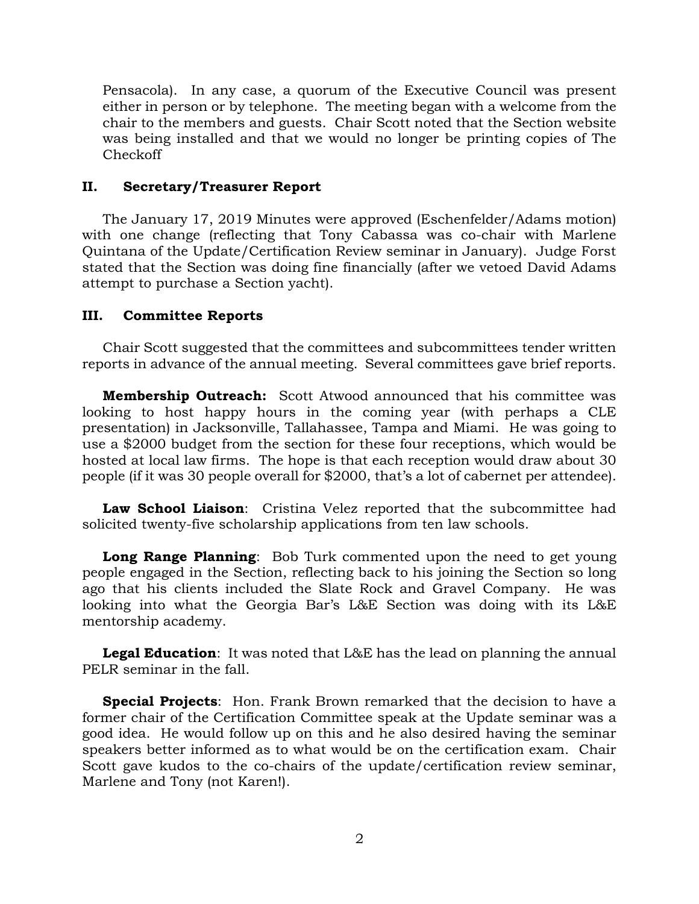Pensacola). In any case, a quorum of the Executive Council was present either in person or by telephone. The meeting began with a welcome from the chair to the members and guests. Chair Scott noted that the Section website was being installed and that we would no longer be printing copies of The Checkoff

## II. Secretary/Treasurer Report

The January 17, 2019 Minutes were approved (Eschenfelder/Adams motion) with one change (reflecting that Tony Cabassa was co-chair with Marlene Quintana of the Update/Certification Review seminar in January). Judge Forst stated that the Section was doing fine financially (after we vetoed David Adams attempt to purchase a Section yacht).

## III. Committee Reports

Chair Scott suggested that the committees and subcommittees tender written reports in advance of the annual meeting. Several committees gave brief reports.

**Membership Outreach:** Scott Atwood announced that his committee was looking to host happy hours in the coming year (with perhaps a CLE presentation) in Jacksonville, Tallahassee, Tampa and Miami. He was going to use a $2000 budget from the section for these four receptions, which would be hosted at local law firms. The hope is that each reception would draw about 30 people (if it was 30 people overall for $2000, that's a lot of cabernet per attendee).

**Law School Liaison**: Cristina Velez reported that the subcommittee had solicited twenty-five scholarship applications from ten law schools.

**Long Range Planning**: Bob Turk commented upon the need to get young people engaged in the Section, reflecting back to his joining the Section so long ago that his clients included the Slate Rock and Gravel Company. He was looking into what the Georgia Bar's L&E Section was doing with its L&E mentorship academy.

**Legal Education**: It was noted that L&E has the lead on planning the annual PELR seminar in the fall.

**Special Projects**: Hon. Frank Brown remarked that the decision to have a former chair of the Certification Committee speak at the Update seminar was a good idea. He would follow up on this and he also desired having the seminar speakers better informed as to what would be on the certification exam. Chair Scott gave kudos to the co-chairs of the update/certification review seminar, Marlene and Tony (not Karen!).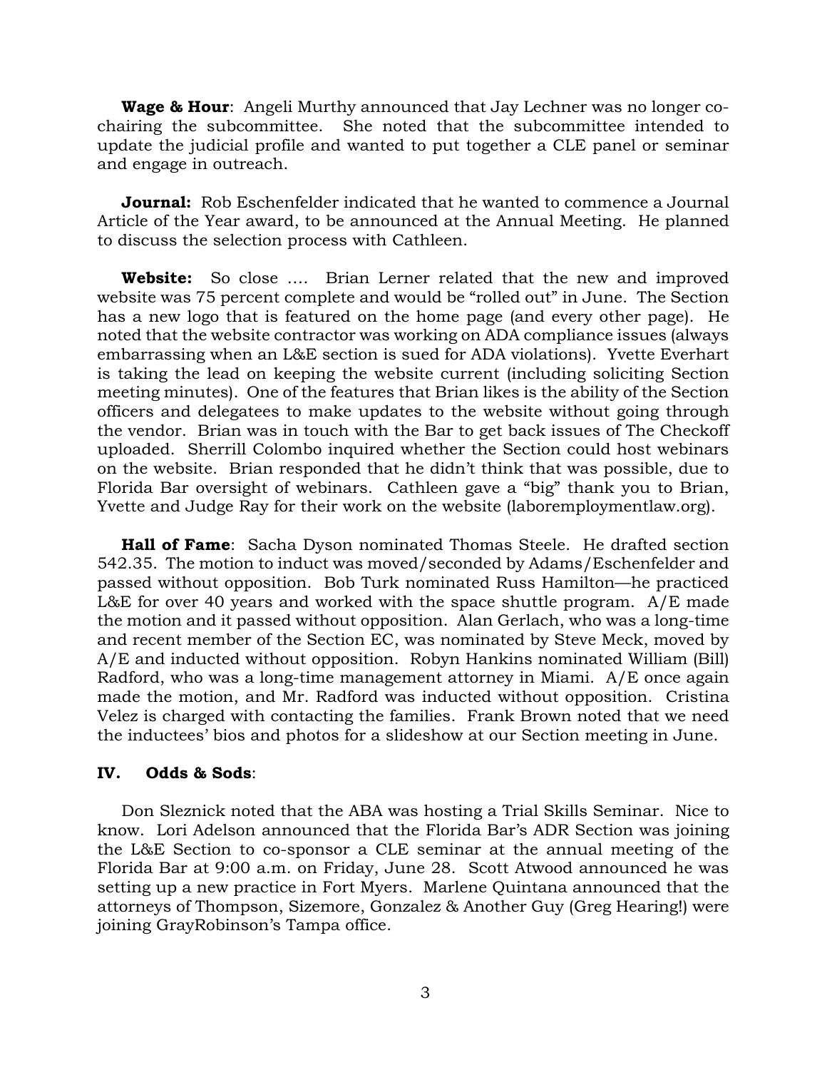**Wage & Hour**: Angeli Murthy announced that Jay Lechner was no longer co-chairing the subcommittee. She noted that the subcommittee intended to update the judicial profile and wanted to put together a CLE panel or seminar and engage in outreach.

**Journal:** Rob Eschenfelder indicated that he wanted to commence a Journal Article of the Year award, to be announced at the Annual Meeting. He planned to discuss the selection process with Cathleen.

**Website:** So close …. Brian Lerner related that the new and improved website was 75 percent complete and would be "rolled out" in June. The Section has a new logo that is featured on the home page (and every other page). He noted that the website contractor was working on ADA compliance issues (always embarrassing when an L&E section is sued for ADA violations). Yvette Everhart is taking the lead on keeping the website current (including soliciting Section meeting minutes). One of the features that Brian likes is the ability of the Section officers and delegatees to make updates to the website without going through the vendor. Brian was in touch with the Bar to get back issues of The Checkoff uploaded. Sherrill Colombo inquired whether the Section could host webinars on the website. Brian responded that he didn't think that was possible, due to Florida Bar oversight of webinars. Cathleen gave a "big" thank you to Brian, Yvette and Judge Ray for their work on the website (laboremploymentlaw.org).

**Hall of Fame**: Sacha Dyson nominated Thomas Steele. He drafted section 542.35. The motion to induct was moved/seconded by Adams/Eschenfelder and passed without opposition. Bob Turk nominated Russ Hamilton—he practiced L&E for over 40 years and worked with the space shuttle program. A/E made the motion and it passed without opposition. Alan Gerlach, who was a long-time and recent member of the Section EC, was nominated by Steve Meck, moved by A/E and inducted without opposition. Robyn Hankins nominated William (Bill) Radford, who was a long-time management attorney in Miami. A/E once again made the motion, and Mr. Radford was inducted without opposition. Cristina Velez is charged with contacting the families. Frank Brown noted that we need the inductees' bios and photos for a slideshow at our Section meeting in June.

## IV. Odds & Sods:

Don Sleznick noted that the ABA was hosting a Trial Skills Seminar. Nice to know. Lori Adelson announced that the Florida Bar's ADR Section was joining the L&E Section to co-sponsor a CLE seminar at the annual meeting of the Florida Bar at 9:00 a.m. on Friday, June 28. Scott Atwood announced he was setting up a new practice in Fort Myers. Marlene Quintana announced that the attorneys of Thompson, Sizemore, Gonzalez & Another Guy (Greg Hearing!) were joining GrayRobinson's Tampa office.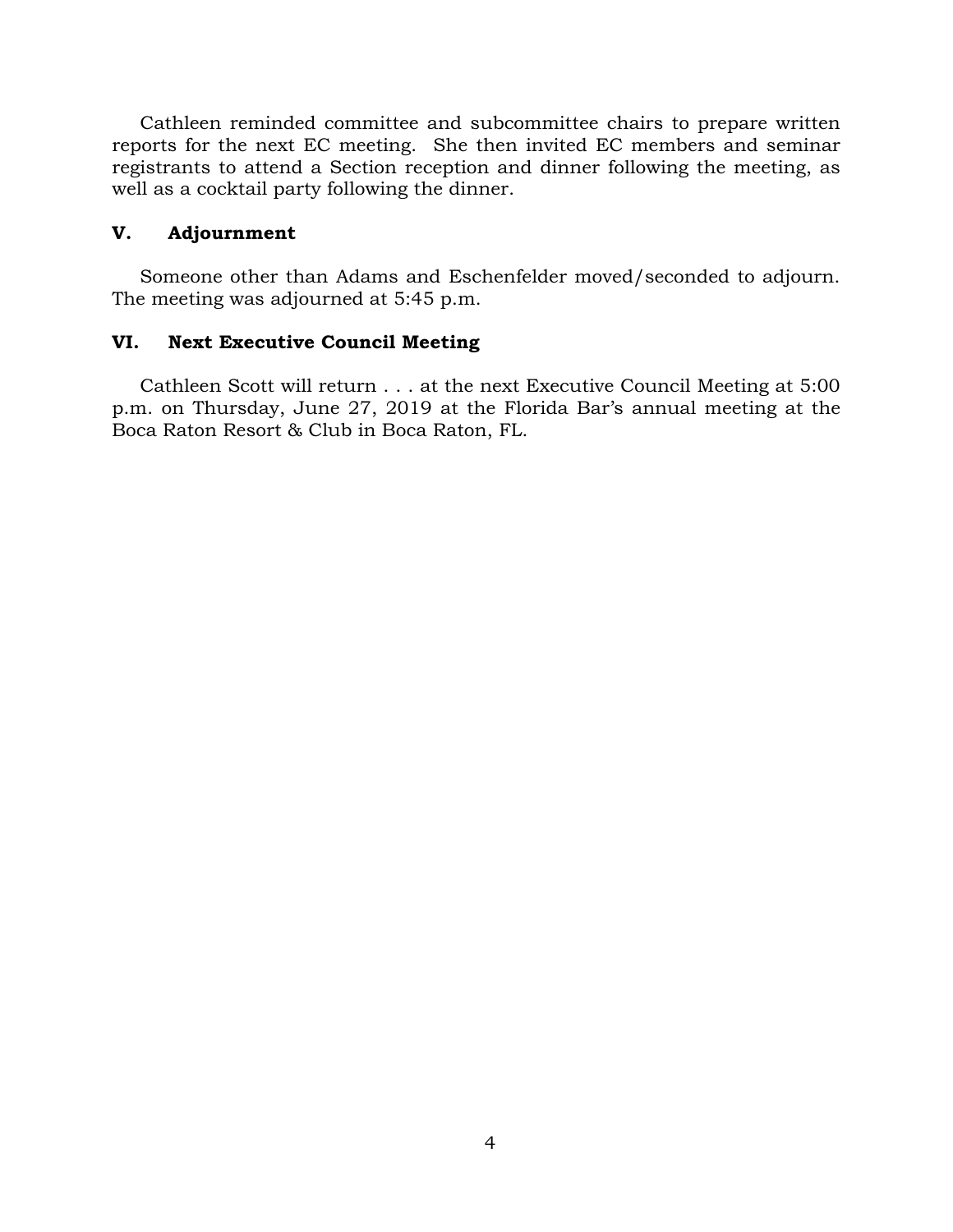Cathleen reminded committee and subcommittee chairs to prepare written reports for the next EC meeting. She then invited EC members and seminar registrants to attend a Section reception and dinner following the meeting, as well as a cocktail party following the dinner.

## V. Adjournment

Someone other than Adams and Eschenfelder moved/seconded to adjourn. The meeting was adjourned at 5:45 p.m.

## VI. Next Executive Council Meeting

Cathleen Scott will return . . . at the next Executive Council Meeting at 5:00 p.m. on Thursday, June 27, 2019 at the Florida Bar's annual meeting at the Boca Raton Resort & Club in Boca Raton, FL.